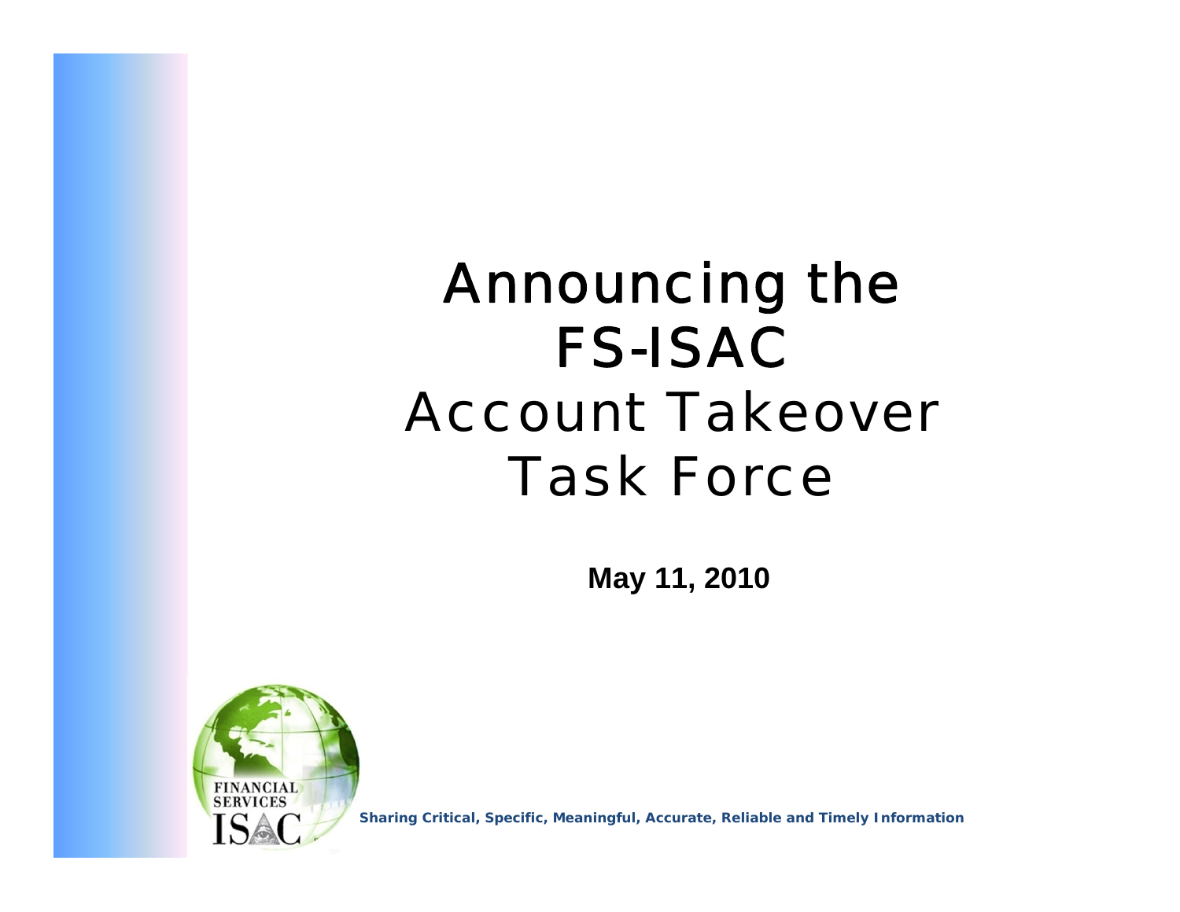# Announcing the FS-ISAC Account Takeover Task Force

**May 11, 2010**

FINANCIAL SERVICES ISAC

**Sharing Critical, Specific, Meaningful, Accurate, Reliable and Timely Information**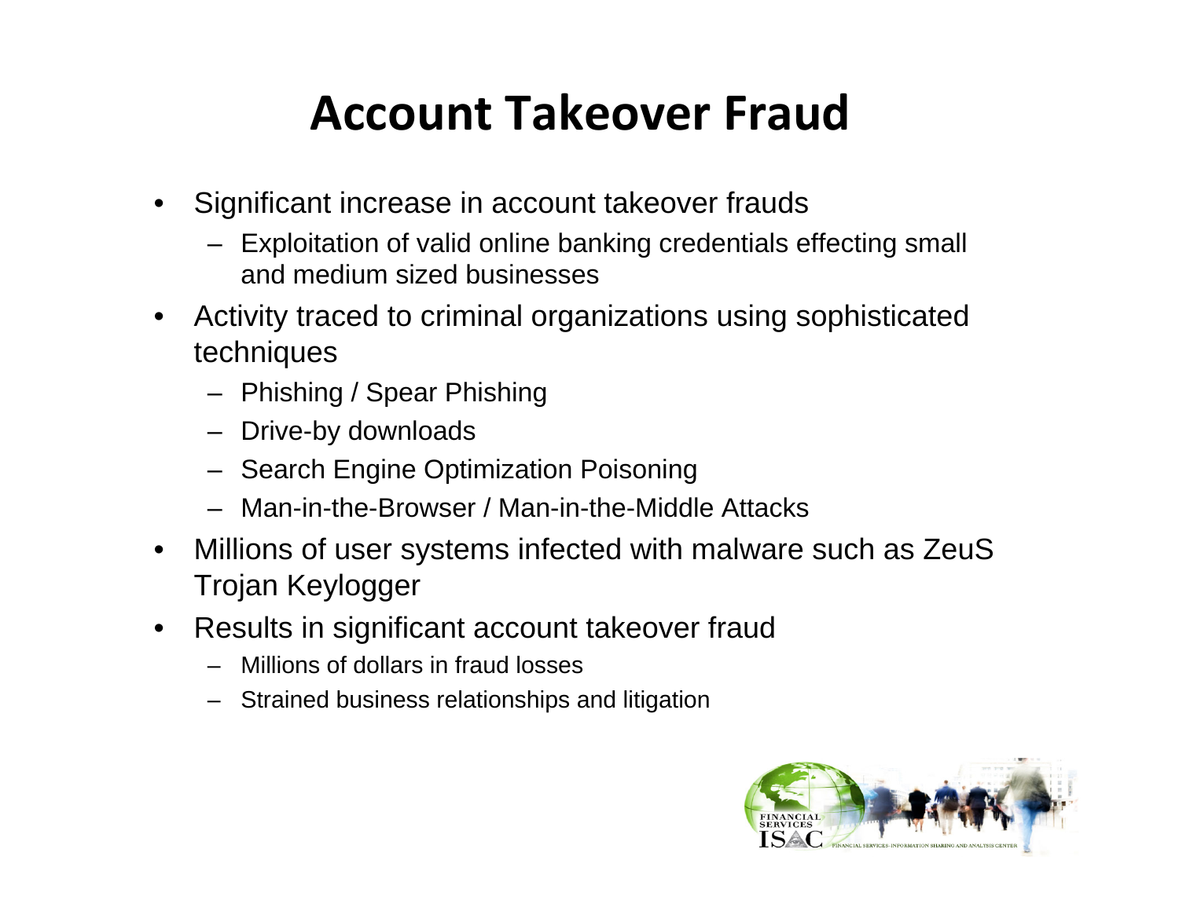# Account Takeover Fraud

- Significant increase in account takeover frauds
  - Exploitation of valid online banking credentials effecting small and medium sized businesses
- Activity traced to criminal organizations using sophisticated techniques
  - Phishing / Spear Phishing
  - Drive-by downloads
  - Search Engine Optimization Poisoning
  - Man-in-the-Browser / Man-in-the-Middle Attacks
- Millions of user systems infected with malware such as ZeuS Trojan Keylogger
- Results in significant account takeover fraud
  - Millions of dollars in fraud losses
  - Strained business relationships and litigation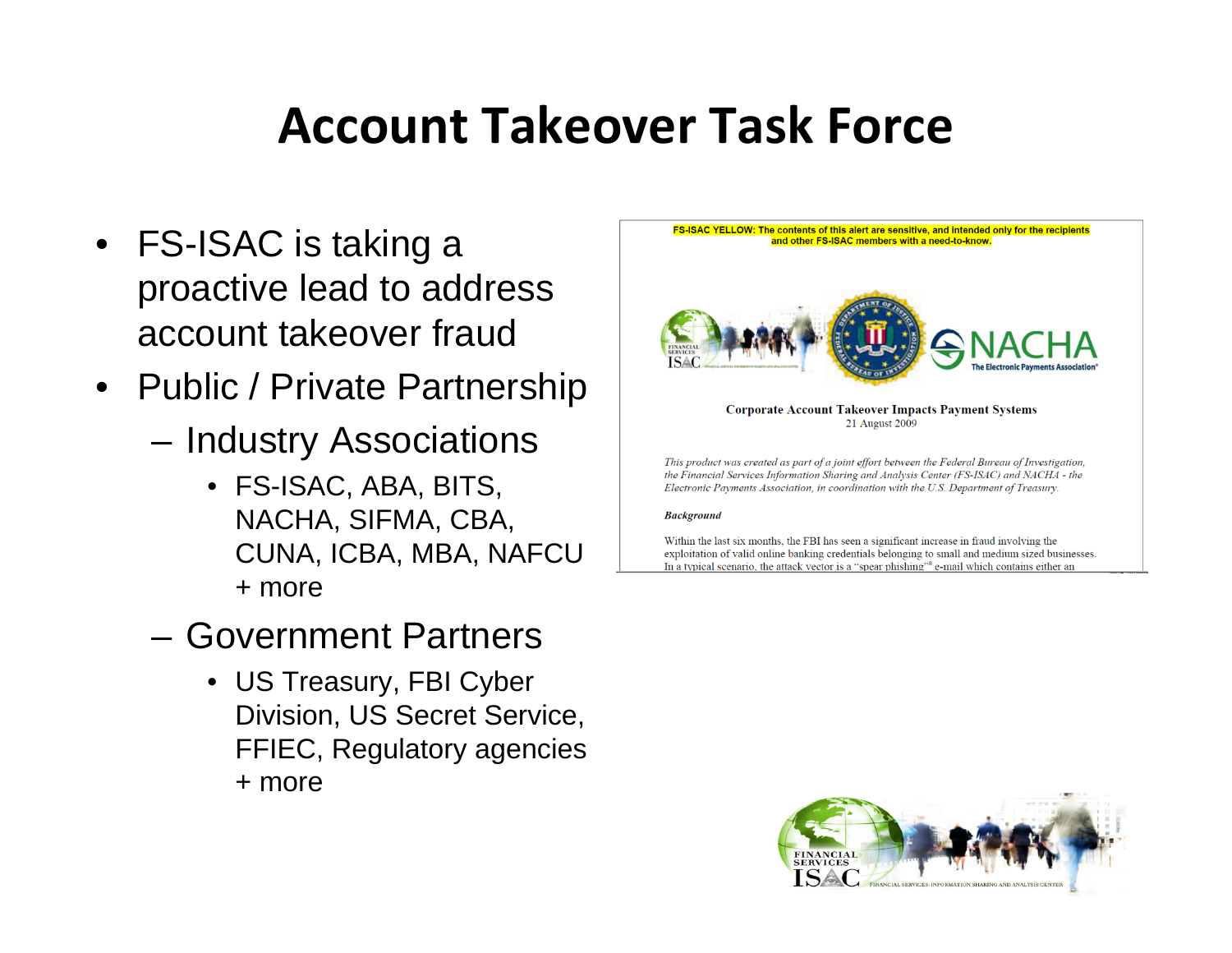# Account Takeover Task Force

- FS-ISAC is taking a proactive lead to address account takeover fraud
- Public / Private Partnership
  - Industry Associations
    - FS-ISAC, ABA, BITS, NACHA, SIFMA, CBA, CUNA, ICBA, MBA, NAFCU + more
  - Government Partners
    - US Treasury, FBI Cyber Division, US Secret Service, FFIEC, Regulatory agencies + more

**FS-ISAC YELLOW: The contents of this alert are sensitive, and intended only for the recipients and other FS-ISAC members with a need-to-know.**

**Corporate Account Takeover Impacts Payment Systems**
21 August 2009

*This product was created as part of a joint effort between the Federal Bureau of Investigation, the Financial Services Information Sharing and Analysis Center (FS-ISAC) and NACHA - the Electronic Payments Association, in coordination with the U.S. Department of Treasury.*

***Background***

Within the last six months, the FBI has seen a significant increase in fraud involving the exploitation of valid online banking credentials belonging to small and medium sized businesses. In a typical scenario, the attack vector is a "spear phishing"[1] e-mail which contains either an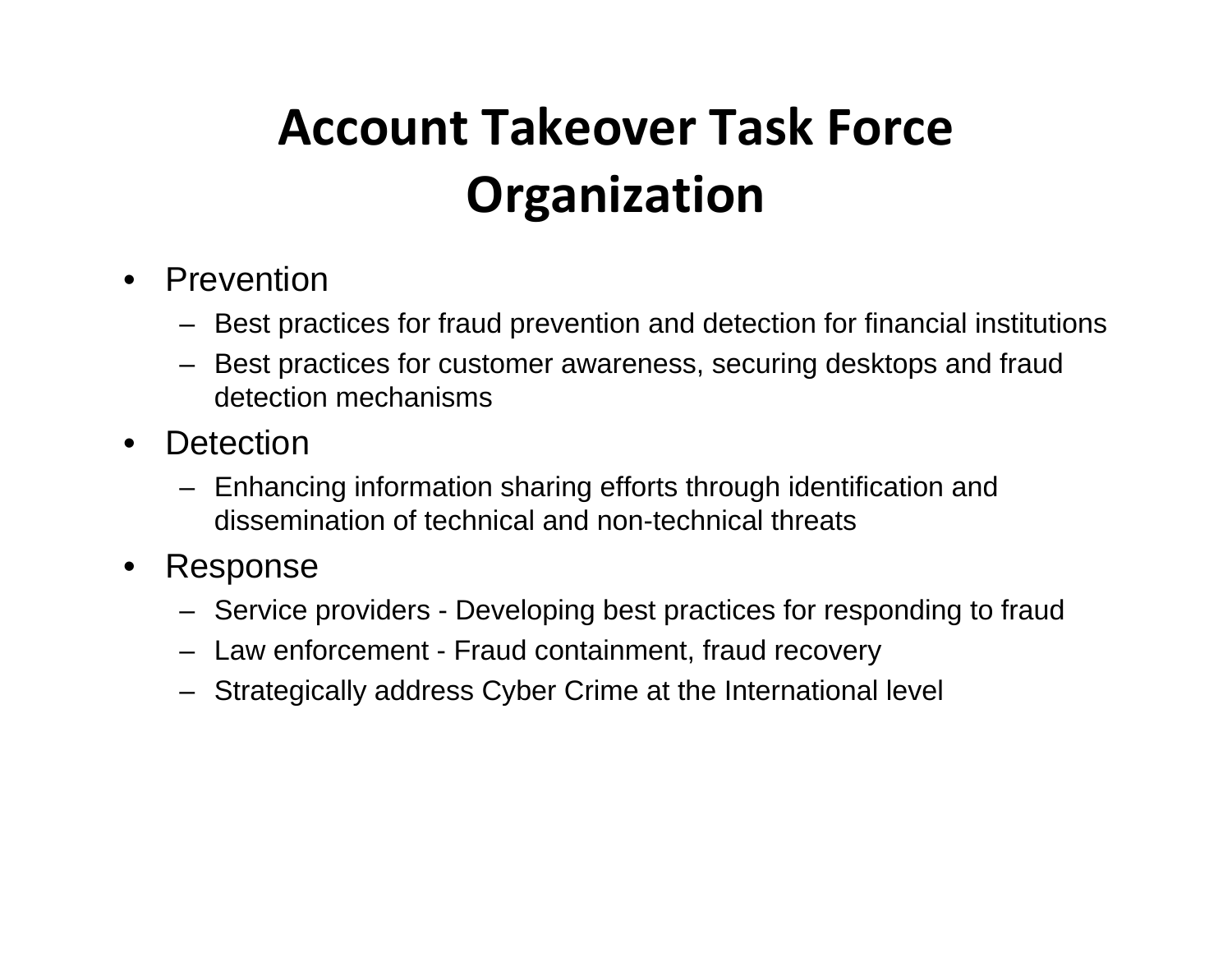# Account Takeover Task Force Organization

- Prevention
  - Best practices for fraud prevention and detection for financial institutions
  - Best practices for customer awareness, securing desktops and fraud detection mechanisms
- Detection
  - Enhancing information sharing efforts through identification and dissemination of technical and non-technical threats
- Response
  - Service providers - Developing best practices for responding to fraud
  - Law enforcement - Fraud containment, fraud recovery
  - Strategically address Cyber Crime at the International level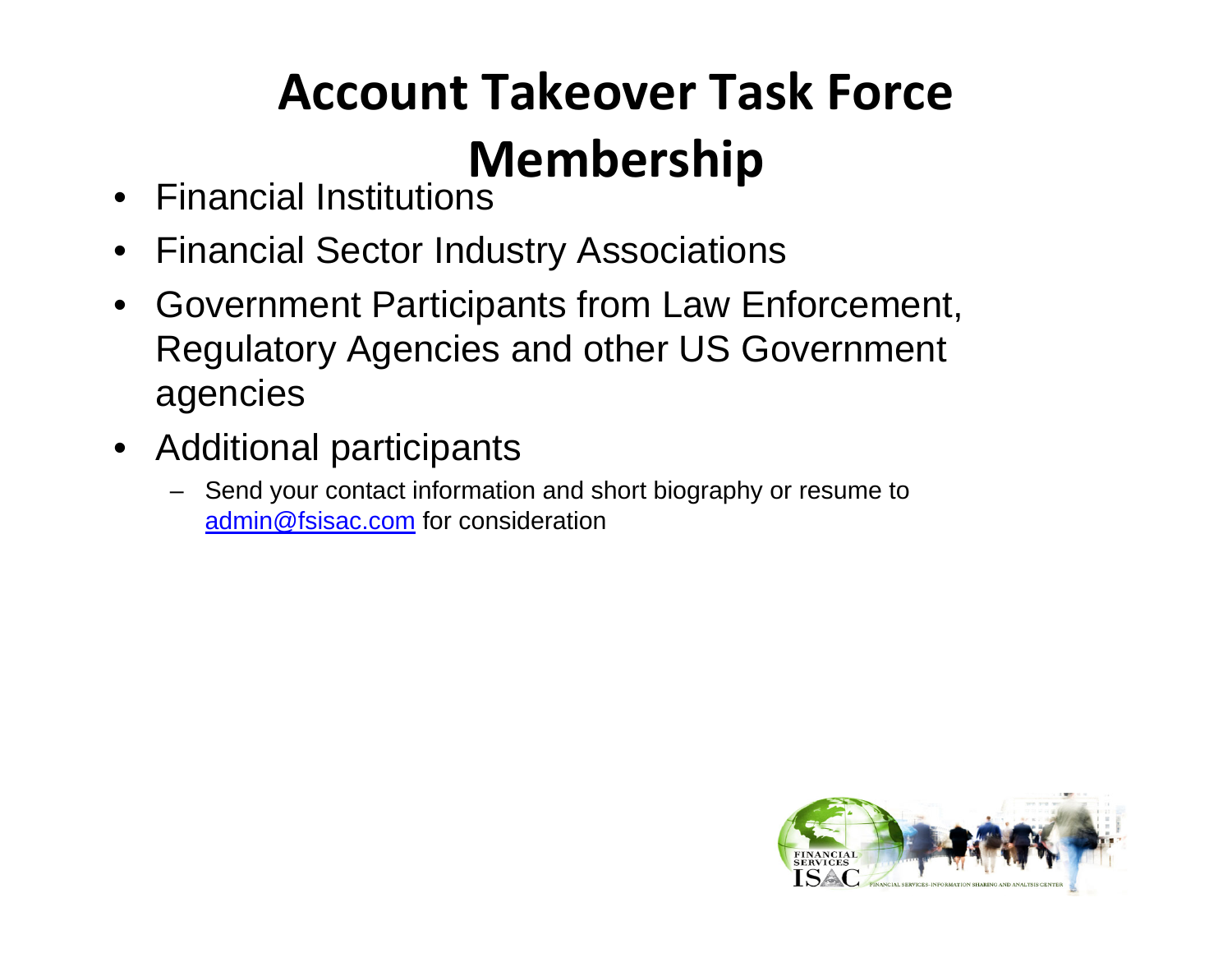# Account Takeover Task Force Membership

- Financial Institutions
- Financial Sector Industry Associations
- Government Participants from Law Enforcement, Regulatory Agencies and other US Government agencies
- Additional participants
  - Send your contact information and short biography or resume to admin@fsisac.com for consideration